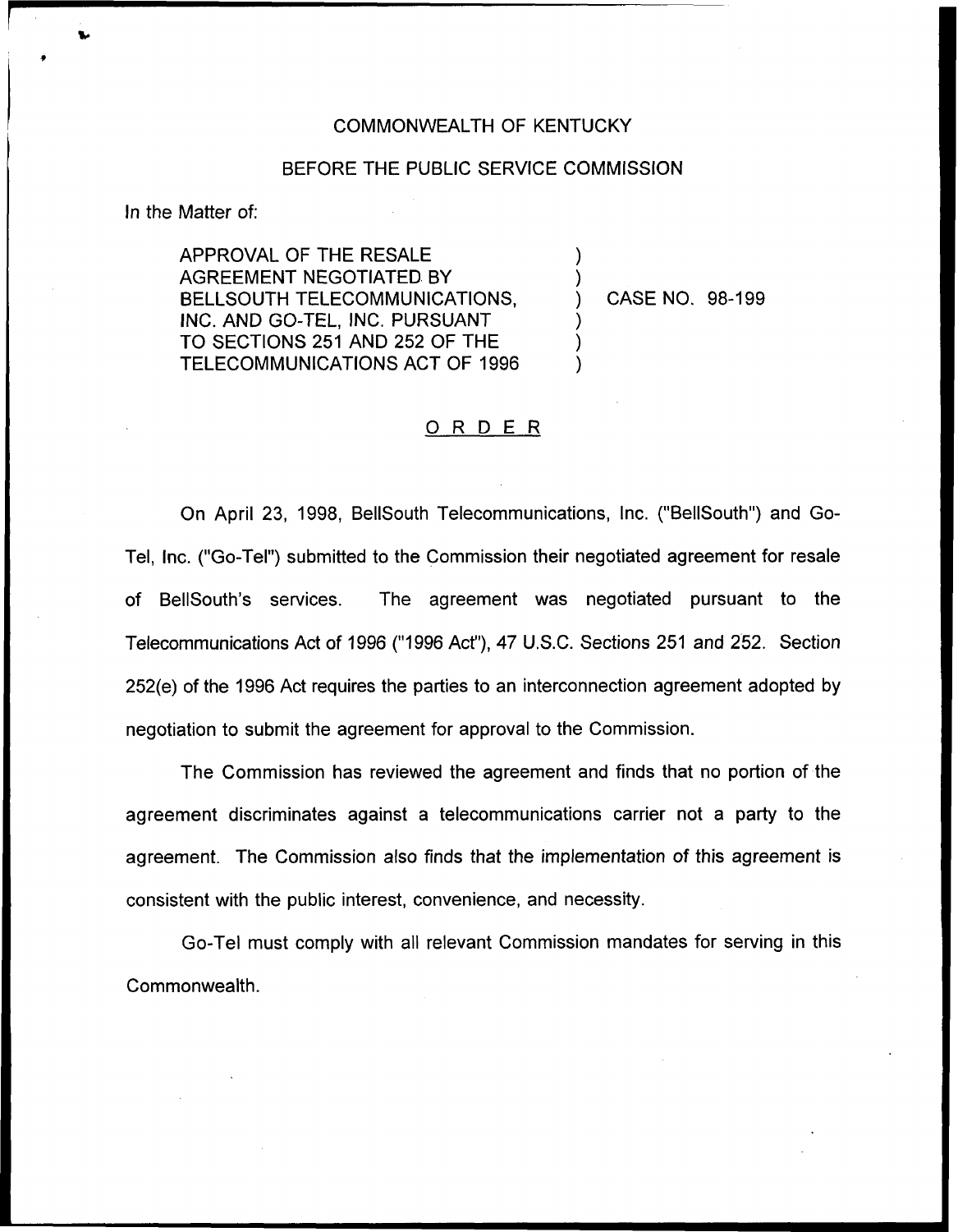COMMONWEALTH OF KENTUCKY

BEFORE THE PUBLIC SERVICE COMMISSION

In the Matter of:

APPROVAL OF THE RESALE AGREEMENT NEGOTIATED BY BELLSOUTH TELECOMMUNICATIONS, INC. AND GO-TEL, INC. PURSUANT TO SECTIONS 251 AND 252 OF THE TELECOMMUNICATIONS ACT OF 1996 ) CASE NO. 98-199

## O R D E R

On April 23, 1998, BellSouth Telecommunications, Inc. ("BellSouth") and Go-Tel, Inc. ("Go-Tel") submitted to the Commission their negotiated agreement for resale of BellSouth's services. The agreement was negotiated pursuant to the Telecommunications Act of 1996 ("1996 Act"), 47 U.S.C. Sections 251 and 252. Section 252(e) of the 1996 Act requires the parties to an interconnection agreement adopted by negotiation to submit the agreement for approval to the Commission.

The Commission has reviewed the agreement and finds that no portion of the agreement discriminates against a telecommunications carrier not a party to the agreement. The Commission also finds that the implementation of this agreement is consistent with the public interest, convenience, and necessity.

Go-Tel must comply with all relevant Commission mandates for serving in this Commonwealth.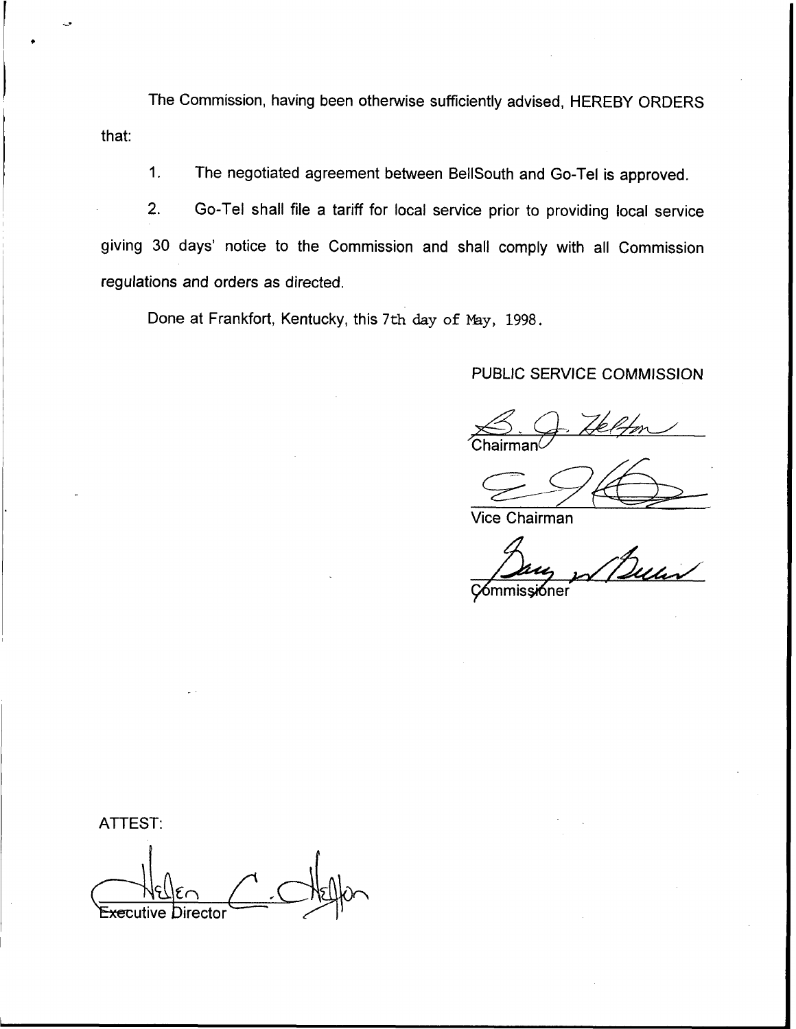The Commission, having been otherwise sufficiently advised, HEREBY ORDERS that:

1. The negotiated agreement between BellSouth and Go-Tel is approved.

2. Go-Tel shall file a tariff for local service prior to providing local service giving 30 days' notice to the Commission and shall comply with all Commission regulations and orders as directed.

Done at Frankfort, Kentucky, this 7th day of May, 1998.

PUBLIC SERVICE COMMISSION

Chairman

Vice Chairman

Commissioner

ATTEST:

Executive Director